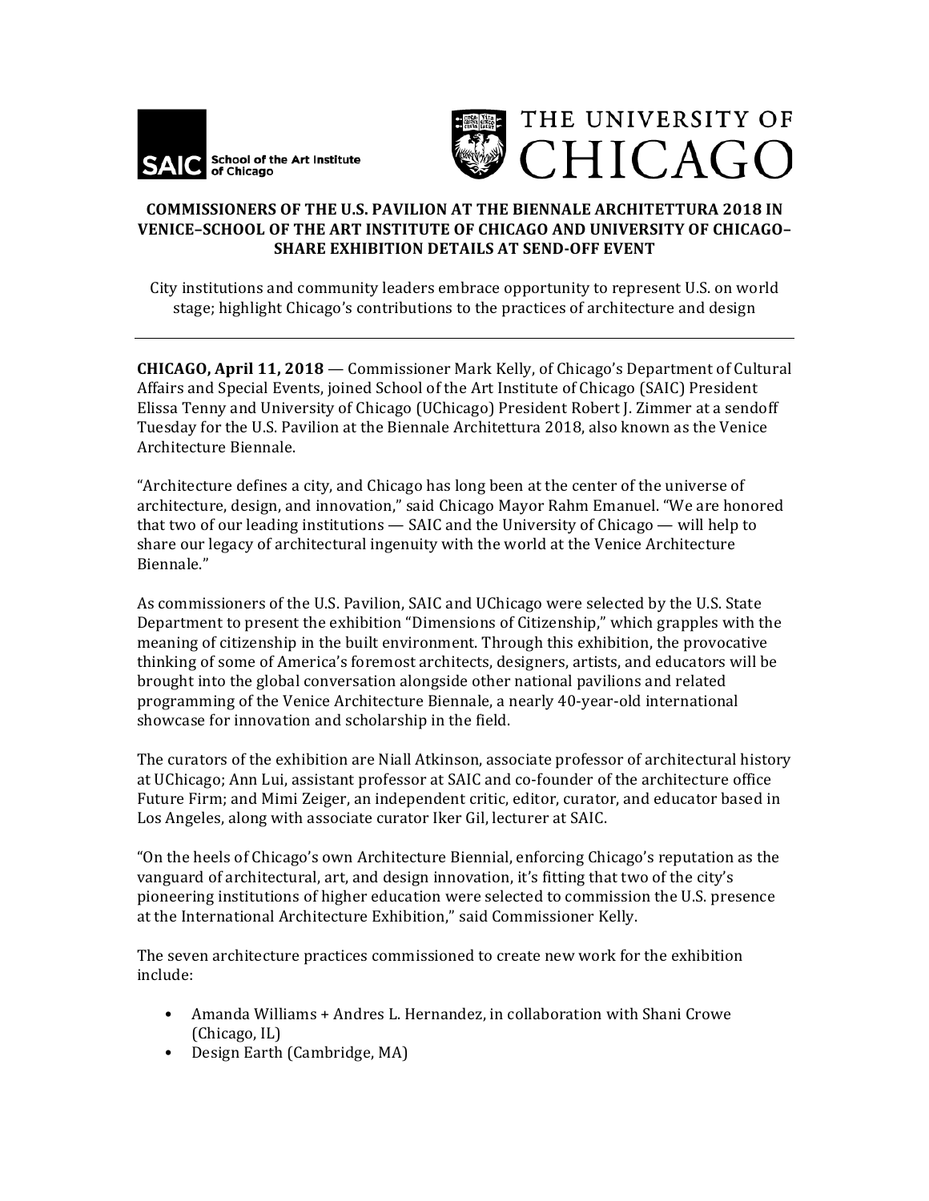SAIC School of the Art Institute of Chicago

THE UNIVERSITY OF CHICAGO

**COMMISSIONERS OF THE U.S. PAVILION AT THE BIENNALE ARCHITETTURA 2018 IN VENICE–SCHOOL OF THE ART INSTITUTE OF CHICAGO AND UNIVERSITY OF CHICAGO–SHARE EXHIBITION DETAILS AT SEND-OFF EVENT**

City institutions and community leaders embrace opportunity to represent U.S. on world stage; highlight Chicago's contributions to the practices of architecture and design

---

**CHICAGO, April 11, 2018** — Commissioner Mark Kelly, of Chicago's Department of Cultural Affairs and Special Events, joined School of the Art Institute of Chicago (SAIC) President Elissa Tenny and University of Chicago (UChicago) President Robert J. Zimmer at a sendoff Tuesday for the U.S. Pavilion at the Biennale Architettura 2018, also known as the Venice Architecture Biennale.

"Architecture defines a city, and Chicago has long been at the center of the universe of architecture, design, and innovation," said Chicago Mayor Rahm Emanuel. "We are honored that two of our leading institutions — SAIC and the University of Chicago — will help to share our legacy of architectural ingenuity with the world at the Venice Architecture Biennale."

As commissioners of the U.S. Pavilion, SAIC and UChicago were selected by the U.S. State Department to present the exhibition "Dimensions of Citizenship," which grapples with the meaning of citizenship in the built environment. Through this exhibition, the provocative thinking of some of America's foremost architects, designers, artists, and educators will be brought into the global conversation alongside other national pavilions and related programming of the Venice Architecture Biennale, a nearly 40-year-old international showcase for innovation and scholarship in the field.

The curators of the exhibition are Niall Atkinson, associate professor of architectural history at UChicago; Ann Lui, assistant professor at SAIC and co-founder of the architecture office Future Firm; and Mimi Zeiger, an independent critic, editor, curator, and educator based in Los Angeles, along with associate curator Iker Gil, lecturer at SAIC.

"On the heels of Chicago's own Architecture Biennial, enforcing Chicago's reputation as the vanguard of architectural, art, and design innovation, it's fitting that two of the city's pioneering institutions of higher education were selected to commission the U.S. presence at the International Architecture Exhibition," said Commissioner Kelly.

The seven architecture practices commissioned to create new work for the exhibition include:

- Amanda Williams + Andres L. Hernandez, in collaboration with Shani Crowe (Chicago, IL)
- Design Earth (Cambridge, MA)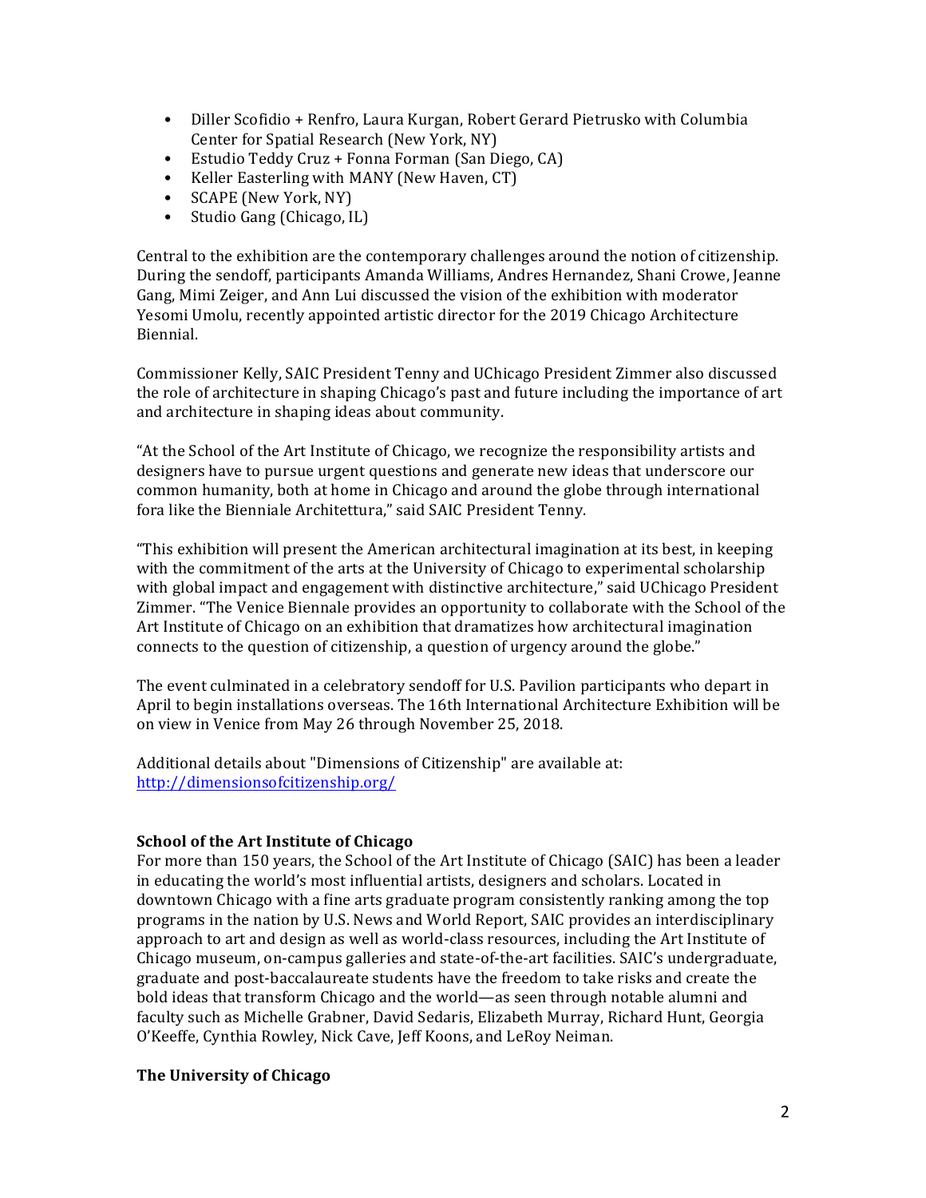- Diller Scofidio + Renfro, Laura Kurgan, Robert Gerard Pietrusko with Columbia Center for Spatial Research (New York, NY)
- Estudio Teddy Cruz + Fonna Forman (San Diego, CA)
- Keller Easterling with MANY (New Haven, CT)
- SCAPE (New York, NY)
- Studio Gang (Chicago, IL)

Central to the exhibition are the contemporary challenges around the notion of citizenship. During the sendoff, participants Amanda Williams, Andres Hernandez, Shani Crowe, Jeanne Gang, Mimi Zeiger, and Ann Lui discussed the vision of the exhibition with moderator Yesomi Umolu, recently appointed artistic director for the 2019 Chicago Architecture Biennial.

Commissioner Kelly, SAIC President Tenny and UChicago President Zimmer also discussed the role of architecture in shaping Chicago's past and future including the importance of art and architecture in shaping ideas about community.

"At the School of the Art Institute of Chicago, we recognize the responsibility artists and designers have to pursue urgent questions and generate new ideas that underscore our common humanity, both at home in Chicago and around the globe through international fora like the Bienniale Architettura," said SAIC President Tenny.

"This exhibition will present the American architectural imagination at its best, in keeping with the commitment of the arts at the University of Chicago to experimental scholarship with global impact and engagement with distinctive architecture," said UChicago President Zimmer. "The Venice Biennale provides an opportunity to collaborate with the School of the Art Institute of Chicago on an exhibition that dramatizes how architectural imagination connects to the question of citizenship, a question of urgency around the globe."

The event culminated in a celebratory sendoff for U.S. Pavilion participants who depart in April to begin installations overseas. The 16th International Architecture Exhibition will be on view in Venice from May 26 through November 25, 2018.

Additional details about "Dimensions of Citizenship" are available at: http://dimensionsofcitizenship.org/

**School of the Art Institute of Chicago**
For more than 150 years, the School of the Art Institute of Chicago (SAIC) has been a leader in educating the world's most influential artists, designers and scholars. Located in downtown Chicago with a fine arts graduate program consistently ranking among the top programs in the nation by U.S. News and World Report, SAIC provides an interdisciplinary approach to art and design as well as world-class resources, including the Art Institute of Chicago museum, on-campus galleries and state-of-the-art facilities. SAIC's undergraduate, graduate and post-baccalaureate students have the freedom to take risks and create the bold ideas that transform Chicago and the world—as seen through notable alumni and faculty such as Michelle Grabner, David Sedaris, Elizabeth Murray, Richard Hunt, Georgia O'Keeffe, Cynthia Rowley, Nick Cave, Jeff Koons, and LeRoy Neiman.

**The University of Chicago**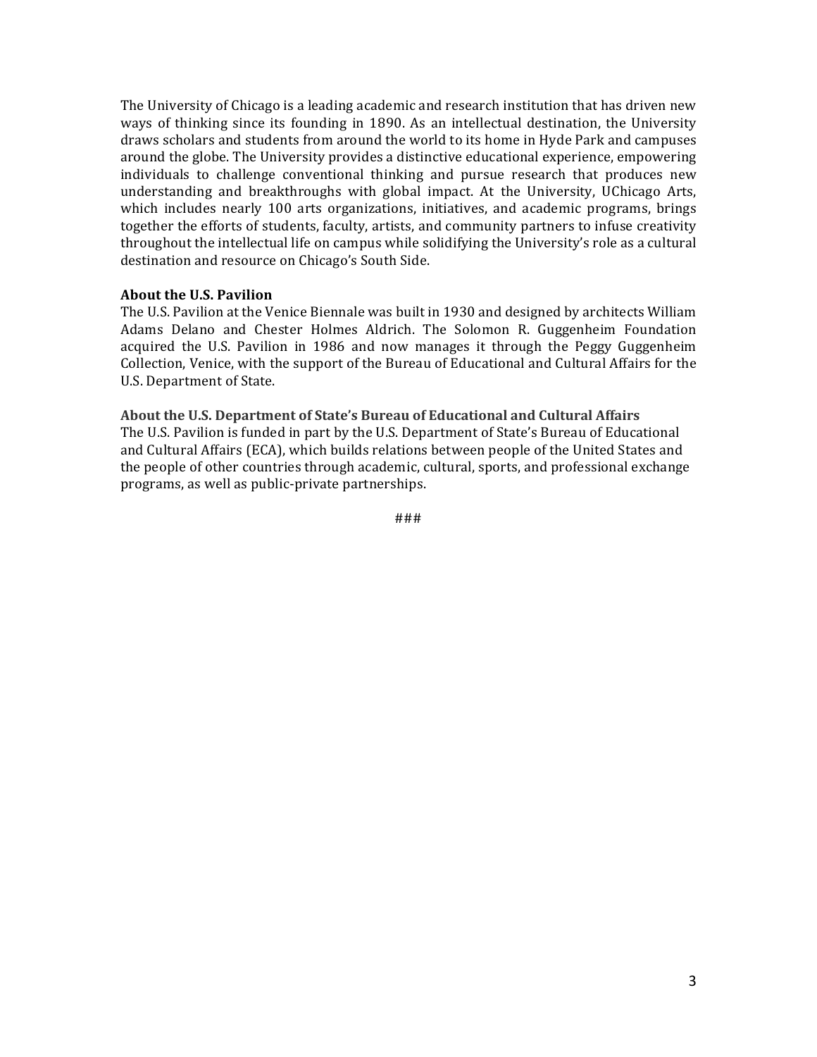The University of Chicago is a leading academic and research institution that has driven new ways of thinking since its founding in 1890. As an intellectual destination, the University draws scholars and students from around the world to its home in Hyde Park and campuses around the globe. The University provides a distinctive educational experience, empowering individuals to challenge conventional thinking and pursue research that produces new understanding and breakthroughs with global impact. At the University, UChicago Arts, which includes nearly 100 arts organizations, initiatives, and academic programs, brings together the efforts of students, faculty, artists, and community partners to infuse creativity throughout the intellectual life on campus while solidifying the University's role as a cultural destination and resource on Chicago's South Side.

**About the U.S. Pavilion**

The U.S. Pavilion at the Venice Biennale was built in 1930 and designed by architects William Adams Delano and Chester Holmes Aldrich. The Solomon R. Guggenheim Foundation acquired the U.S. Pavilion in 1986 and now manages it through the Peggy Guggenheim Collection, Venice, with the support of the Bureau of Educational and Cultural Affairs for the U.S. Department of State.

**About the U.S. Department of State's Bureau of Educational and Cultural Affairs**

The U.S. Pavilion is funded in part by the U.S. Department of State's Bureau of Educational and Cultural Affairs (ECA), which builds relations between people of the United States and the people of other countries through academic, cultural, sports, and professional exchange programs, as well as public-private partnerships.

###